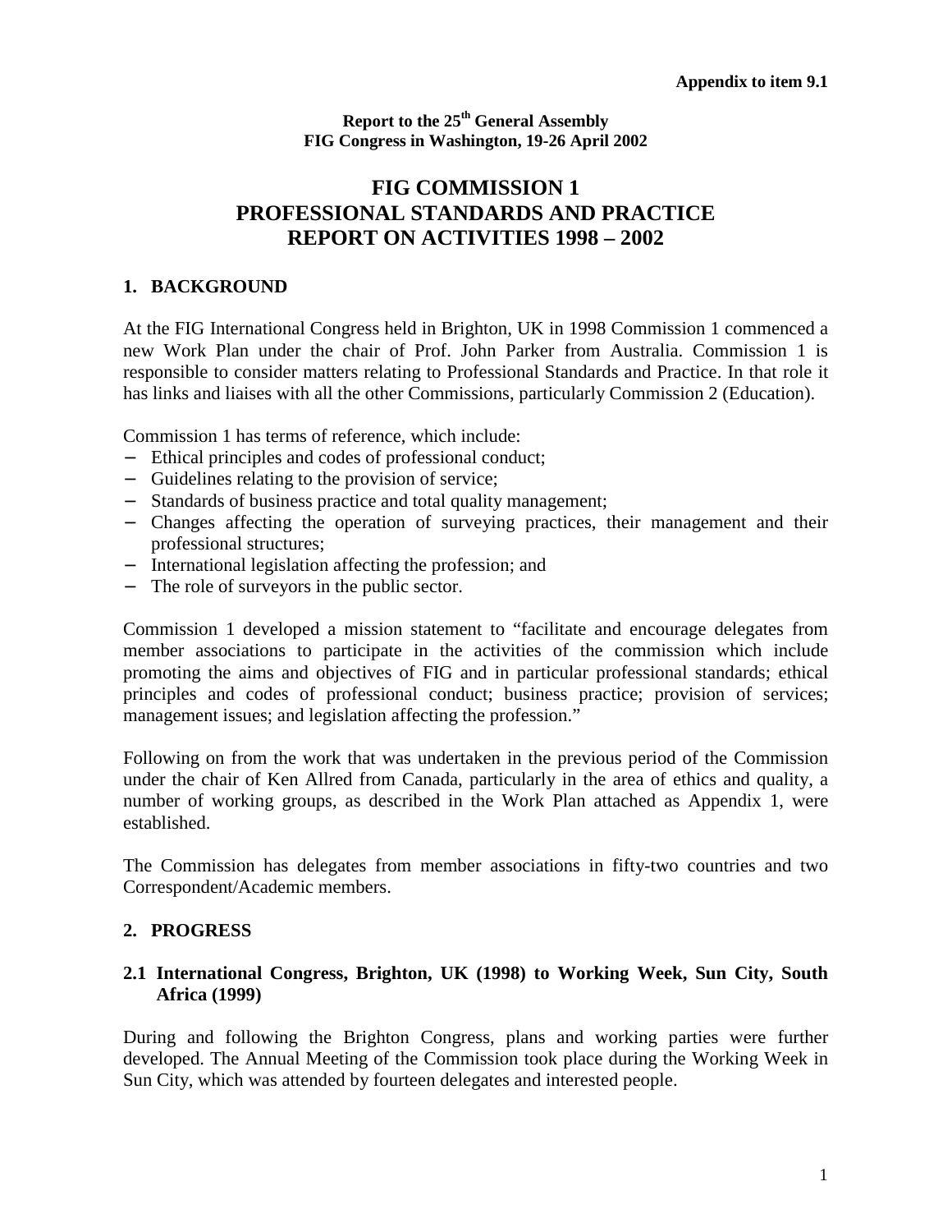**Appendix to item 9.1**

**Report to the 25th General Assembly**
**FIG Congress in Washington, 19-26 April 2002**

# FIG COMMISSION 1
# PROFESSIONAL STANDARDS AND PRACTICE
# REPORT ON ACTIVITIES 1998 – 2002

## 1. BACKGROUND

At the FIG International Congress held in Brighton, UK in 1998 Commission 1 commenced a new Work Plan under the chair of Prof. John Parker from Australia. Commission 1 is responsible to consider matters relating to Professional Standards and Practice. In that role it has links and liaises with all the other Commissions, particularly Commission 2 (Education).

Commission 1 has terms of reference, which include:

- Ethical principles and codes of professional conduct;
- Guidelines relating to the provision of service;
- Standards of business practice and total quality management;
- Changes affecting the operation of surveying practices, their management and their professional structures;
- International legislation affecting the profession; and
- The role of surveyors in the public sector.

Commission 1 developed a mission statement to "facilitate and encourage delegates from member associations to participate in the activities of the commission which include promoting the aims and objectives of FIG and in particular professional standards; ethical principles and codes of professional conduct; business practice; provision of services; management issues; and legislation affecting the profession."

Following on from the work that was undertaken in the previous period of the Commission under the chair of Ken Allred from Canada, particularly in the area of ethics and quality, a number of working groups, as described in the Work Plan attached as Appendix 1, were established.

The Commission has delegates from member associations in fifty-two countries and two Correspondent/Academic members.

## 2. PROGRESS

### 2.1 International Congress, Brighton, UK (1998) to Working Week, Sun City, South Africa (1999)

During and following the Brighton Congress, plans and working parties were further developed. The Annual Meeting of the Commission took place during the Working Week in Sun City, which was attended by fourteen delegates and interested people.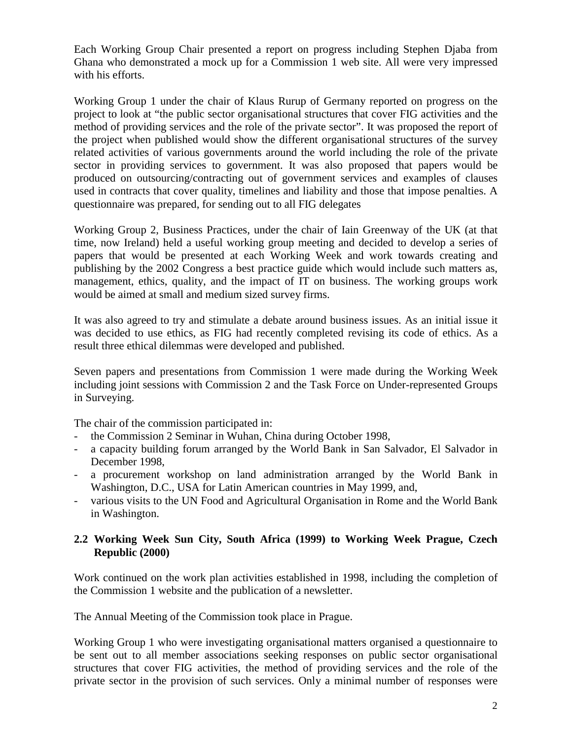Each Working Group Chair presented a report on progress including Stephen Djaba from Ghana who demonstrated a mock up for a Commission 1 web site. All were very impressed with his efforts.

Working Group 1 under the chair of Klaus Rurup of Germany reported on progress on the project to look at "the public sector organisational structures that cover FIG activities and the method of providing services and the role of the private sector". It was proposed the report of the project when published would show the different organisational structures of the survey related activities of various governments around the world including the role of the private sector in providing services to government. It was also proposed that papers would be produced on outsourcing/contracting out of government services and examples of clauses used in contracts that cover quality, timelines and liability and those that impose penalties. A questionnaire was prepared, for sending out to all FIG delegates

Working Group 2, Business Practices, under the chair of Iain Greenway of the UK (at that time, now Ireland) held a useful working group meeting and decided to develop a series of papers that would be presented at each Working Week and work towards creating and publishing by the 2002 Congress a best practice guide which would include such matters as, management, ethics, quality, and the impact of IT on business. The working groups work would be aimed at small and medium sized survey firms.

It was also agreed to try and stimulate a debate around business issues. As an initial issue it was decided to use ethics, as FIG had recently completed revising its code of ethics. As a result three ethical dilemmas were developed and published.

Seven papers and presentations from Commission 1 were made during the Working Week including joint sessions with Commission 2 and the Task Force on Under-represented Groups in Surveying.

The chair of the commission participated in:

- the Commission 2 Seminar in Wuhan, China during October 1998,
- a capacity building forum arranged by the World Bank in San Salvador, El Salvador in December 1998,
- a procurement workshop on land administration arranged by the World Bank in Washington, D.C., USA for Latin American countries in May 1999, and,
- various visits to the UN Food and Agricultural Organisation in Rome and the World Bank in Washington.

### 2.2 Working Week Sun City, South Africa (1999) to Working Week Prague, Czech Republic (2000)

Work continued on the work plan activities established in 1998, including the completion of the Commission 1 website and the publication of a newsletter.

The Annual Meeting of the Commission took place in Prague.

Working Group 1 who were investigating organisational matters organised a questionnaire to be sent out to all member associations seeking responses on public sector organisational structures that cover FIG activities, the method of providing services and the role of the private sector in the provision of such services. Only a minimal number of responses were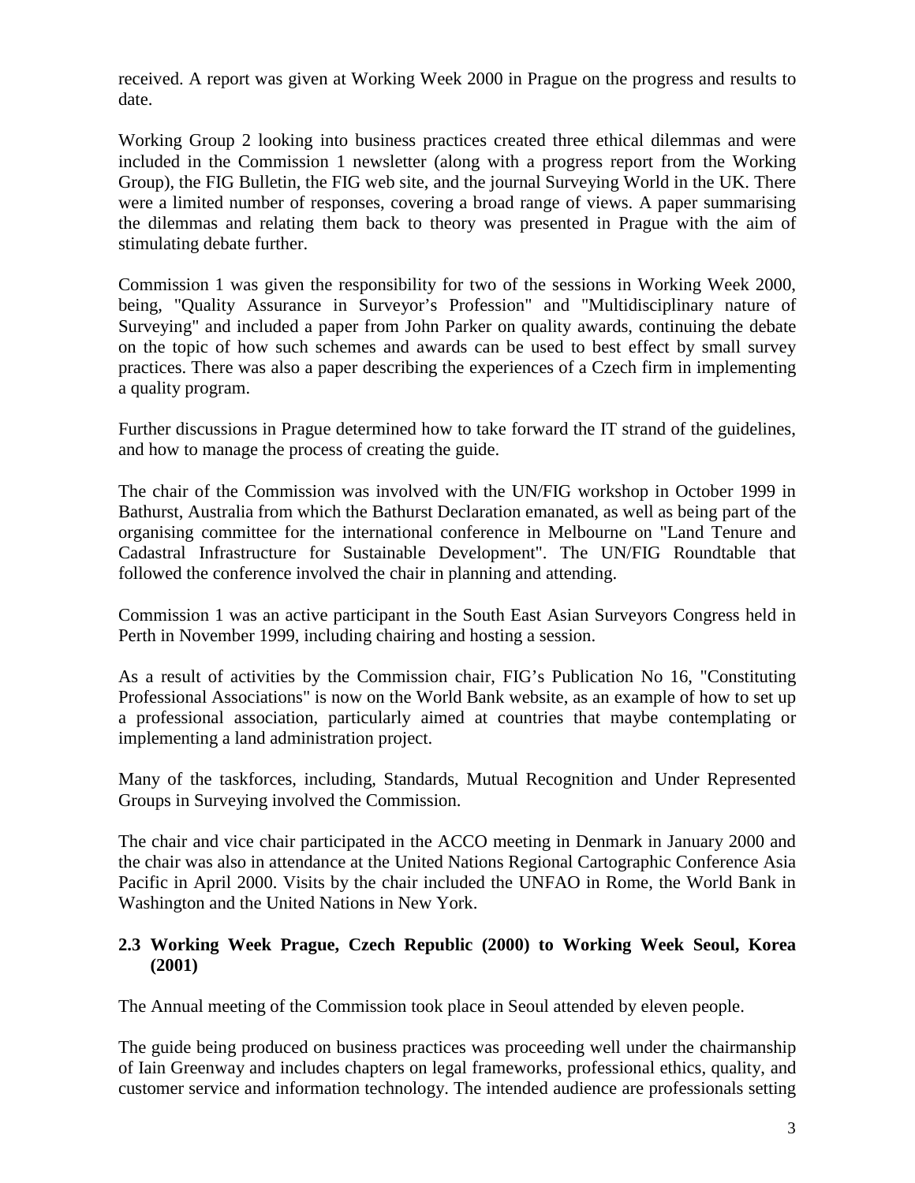received. A report was given at Working Week 2000 in Prague on the progress and results to date.

Working Group 2 looking into business practices created three ethical dilemmas and were included in the Commission 1 newsletter (along with a progress report from the Working Group), the FIG Bulletin, the FIG web site, and the journal Surveying World in the UK. There were a limited number of responses, covering a broad range of views. A paper summarising the dilemmas and relating them back to theory was presented in Prague with the aim of stimulating debate further.

Commission 1 was given the responsibility for two of the sessions in Working Week 2000, being, "Quality Assurance in Surveyor's Profession" and "Multidisciplinary nature of Surveying" and included a paper from John Parker on quality awards, continuing the debate on the topic of how such schemes and awards can be used to best effect by small survey practices. There was also a paper describing the experiences of a Czech firm in implementing a quality program.

Further discussions in Prague determined how to take forward the IT strand of the guidelines, and how to manage the process of creating the guide.

The chair of the Commission was involved with the UN/FIG workshop in October 1999 in Bathurst, Australia from which the Bathurst Declaration emanated, as well as being part of the organising committee for the international conference in Melbourne on "Land Tenure and Cadastral Infrastructure for Sustainable Development". The UN/FIG Roundtable that followed the conference involved the chair in planning and attending.

Commission 1 was an active participant in the South East Asian Surveyors Congress held in Perth in November 1999, including chairing and hosting a session.

As a result of activities by the Commission chair, FIG's Publication No 16, "Constituting Professional Associations" is now on the World Bank website, as an example of how to set up a professional association, particularly aimed at countries that maybe contemplating or implementing a land administration project.

Many of the taskforces, including, Standards, Mutual Recognition and Under Represented Groups in Surveying involved the Commission.

The chair and vice chair participated in the ACCO meeting in Denmark in January 2000 and the chair was also in attendance at the United Nations Regional Cartographic Conference Asia Pacific in April 2000. Visits by the chair included the UNFAO in Rome, the World Bank in Washington and the United Nations in New York.

### 2.3 Working Week Prague, Czech Republic (2000) to Working Week Seoul, Korea (2001)

The Annual meeting of the Commission took place in Seoul attended by eleven people.

The guide being produced on business practices was proceeding well under the chairmanship of Iain Greenway and includes chapters on legal frameworks, professional ethics, quality, and customer service and information technology. The intended audience are professionals setting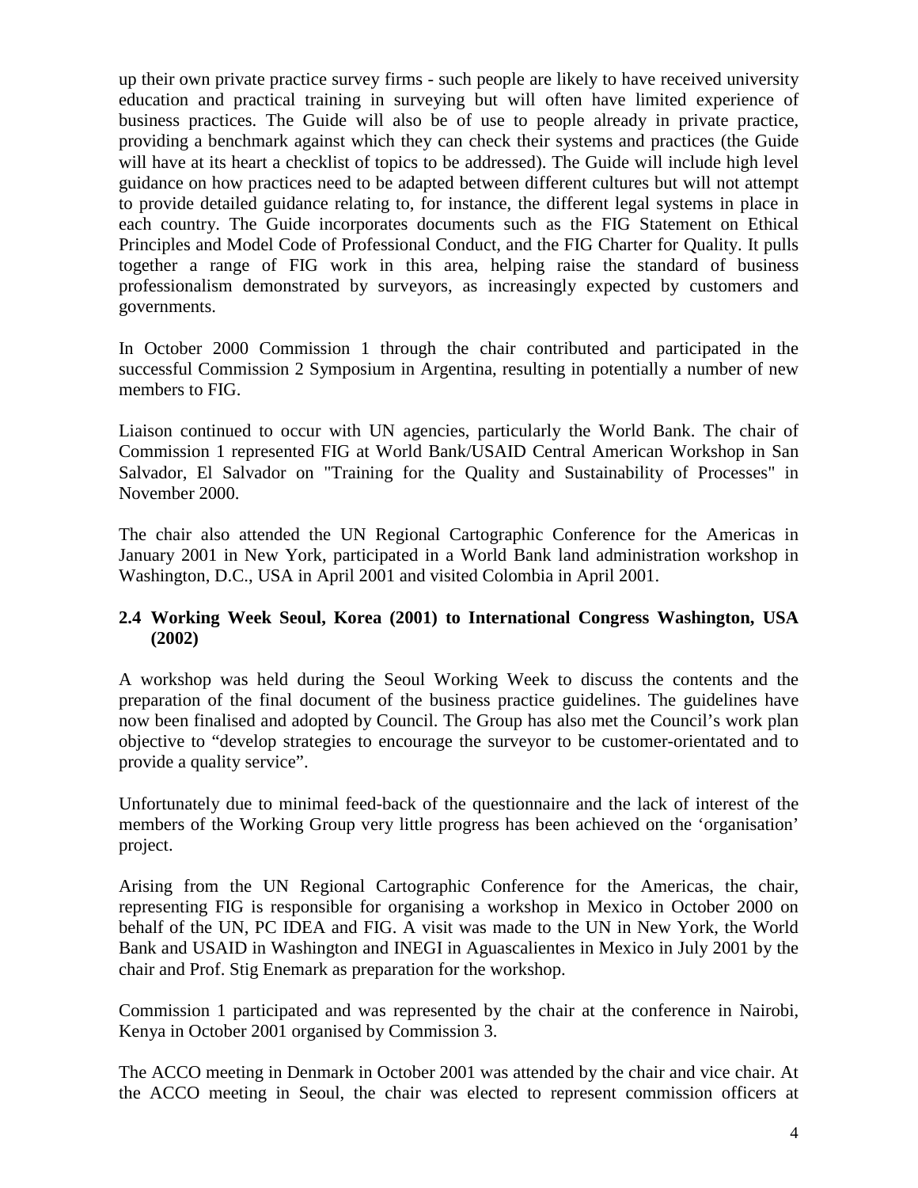up their own private practice survey firms - such people are likely to have received university education and practical training in surveying but will often have limited experience of business practices. The Guide will also be of use to people already in private practice, providing a benchmark against which they can check their systems and practices (the Guide will have at its heart a checklist of topics to be addressed). The Guide will include high level guidance on how practices need to be adapted between different cultures but will not attempt to provide detailed guidance relating to, for instance, the different legal systems in place in each country. The Guide incorporates documents such as the FIG Statement on Ethical Principles and Model Code of Professional Conduct, and the FIG Charter for Quality. It pulls together a range of FIG work in this area, helping raise the standard of business professionalism demonstrated by surveyors, as increasingly expected by customers and governments.

In October 2000 Commission 1 through the chair contributed and participated in the successful Commission 2 Symposium in Argentina, resulting in potentially a number of new members to FIG.

Liaison continued to occur with UN agencies, particularly the World Bank. The chair of Commission 1 represented FIG at World Bank/USAID Central American Workshop in San Salvador, El Salvador on "Training for the Quality and Sustainability of Processes" in November 2000.

The chair also attended the UN Regional Cartographic Conference for the Americas in January 2001 in New York, participated in a World Bank land administration workshop in Washington, D.C., USA in April 2001 and visited Colombia in April 2001.

### 2.4 Working Week Seoul, Korea (2001) to International Congress Washington, USA (2002)

A workshop was held during the Seoul Working Week to discuss the contents and the preparation of the final document of the business practice guidelines. The guidelines have now been finalised and adopted by Council. The Group has also met the Council's work plan objective to "develop strategies to encourage the surveyor to be customer-orientated and to provide a quality service".

Unfortunately due to minimal feed-back of the questionnaire and the lack of interest of the members of the Working Group very little progress has been achieved on the 'organisation' project.

Arising from the UN Regional Cartographic Conference for the Americas, the chair, representing FIG is responsible for organising a workshop in Mexico in October 2000 on behalf of the UN, PC IDEA and FIG. A visit was made to the UN in New York, the World Bank and USAID in Washington and INEGI in Aguascalientes in Mexico in July 2001 by the chair and Prof. Stig Enemark as preparation for the workshop.

Commission 1 participated and was represented by the chair at the conference in Nairobi, Kenya in October 2001 organised by Commission 3.

The ACCO meeting in Denmark in October 2001 was attended by the chair and vice chair. At the ACCO meeting in Seoul, the chair was elected to represent commission officers at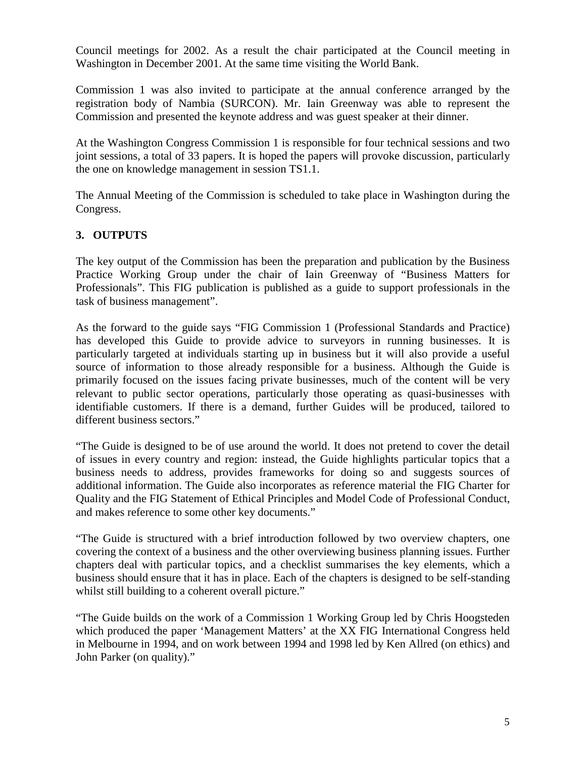Council meetings for 2002. As a result the chair participated at the Council meeting in Washington in December 2001. At the same time visiting the World Bank.

Commission 1 was also invited to participate at the annual conference arranged by the registration body of Nambia (SURCON). Mr. Iain Greenway was able to represent the Commission and presented the keynote address and was guest speaker at their dinner.

At the Washington Congress Commission 1 is responsible for four technical sessions and two joint sessions, a total of 33 papers. It is hoped the papers will provoke discussion, particularly the one on knowledge management in session TS1.1.

The Annual Meeting of the Commission is scheduled to take place in Washington during the Congress.

## 3. OUTPUTS

The key output of the Commission has been the preparation and publication by the Business Practice Working Group under the chair of Iain Greenway of "Business Matters for Professionals". This FIG publication is published as a guide to support professionals in the task of business management".

As the forward to the guide says "FIG Commission 1 (Professional Standards and Practice) has developed this Guide to provide advice to surveyors in running businesses. It is particularly targeted at individuals starting up in business but it will also provide a useful source of information to those already responsible for a business. Although the Guide is primarily focused on the issues facing private businesses, much of the content will be very relevant to public sector operations, particularly those operating as quasi-businesses with identifiable customers. If there is a demand, further Guides will be produced, tailored to different business sectors."

"The Guide is designed to be of use around the world. It does not pretend to cover the detail of issues in every country and region: instead, the Guide highlights particular topics that a business needs to address, provides frameworks for doing so and suggests sources of additional information. The Guide also incorporates as reference material the FIG Charter for Quality and the FIG Statement of Ethical Principles and Model Code of Professional Conduct, and makes reference to some other key documents."

"The Guide is structured with a brief introduction followed by two overview chapters, one covering the context of a business and the other overviewing business planning issues. Further chapters deal with particular topics, and a checklist summarises the key elements, which a business should ensure that it has in place. Each of the chapters is designed to be self-standing whilst still building to a coherent overall picture."

"The Guide builds on the work of a Commission 1 Working Group led by Chris Hoogsteden which produced the paper 'Management Matters' at the XX FIG International Congress held in Melbourne in 1994, and on work between 1994 and 1998 led by Ken Allred (on ethics) and John Parker (on quality)."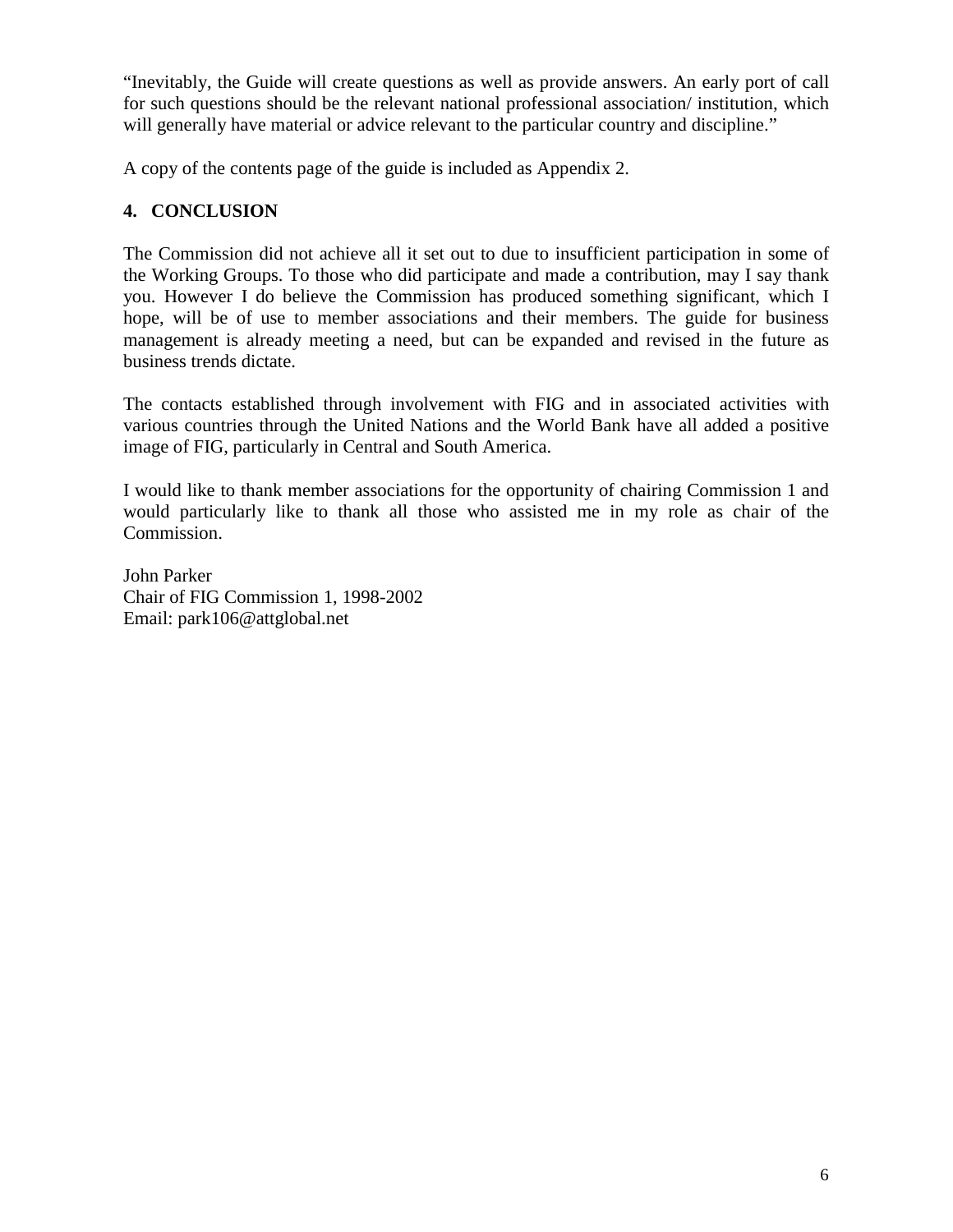"Inevitably, the Guide will create questions as well as provide answers. An early port of call for such questions should be the relevant national professional association/ institution, which will generally have material or advice relevant to the particular country and discipline."

A copy of the contents page of the guide is included as Appendix 2.

## 4. CONCLUSION

The Commission did not achieve all it set out to due to insufficient participation in some of the Working Groups. To those who did participate and made a contribution, may I say thank you. However I do believe the Commission has produced something significant, which I hope, will be of use to member associations and their members. The guide for business management is already meeting a need, but can be expanded and revised in the future as business trends dictate.

The contacts established through involvement with FIG and in associated activities with various countries through the United Nations and the World Bank have all added a positive image of FIG, particularly in Central and South America.

I would like to thank member associations for the opportunity of chairing Commission 1 and would particularly like to thank all those who assisted me in my role as chair of the Commission.

John Parker
Chair of FIG Commission 1, 1998-2002
Email: park106@attglobal.net